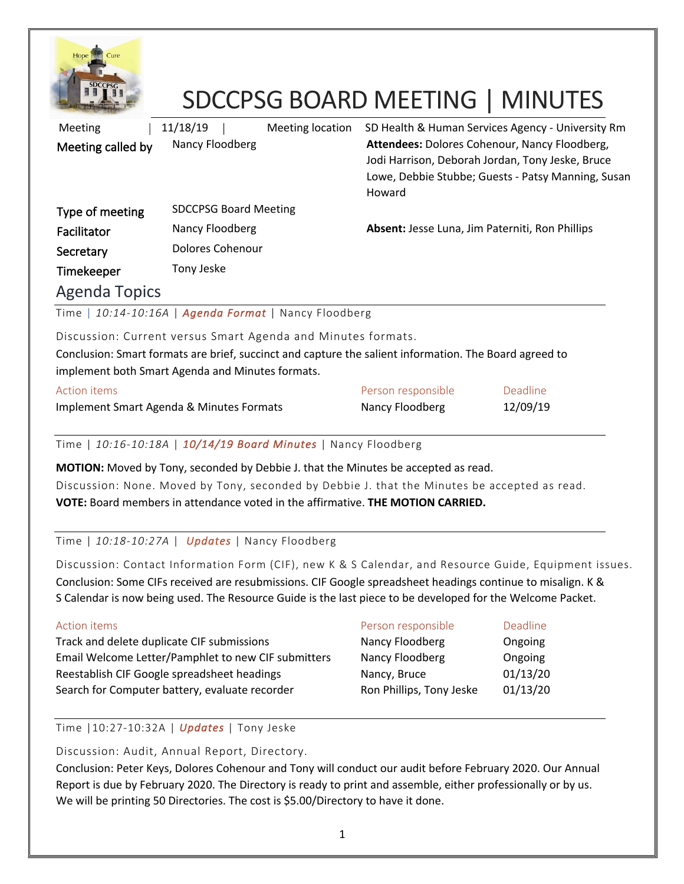# SDCCPSG BOARD MEETING | MINUTES

| | | | |
|---|---|---|---|
| Meeting | 11/18/19 | Meeting location | SD Health & Human Services Agency - University Rm |
| Meeting called by | Nancy Floodberg | | **Attendees:** Dolores Cohenour, Nancy Floodberg, Jodi Harrison, Deborah Jordan, Tony Jeske, Bruce Lowe, Debbie Stubbe; Guests - Patsy Manning, Susan Howard |
| Type of meeting | SDCCPSG Board Meeting | | |
| Facilitator | Nancy Floodberg | | **Absent:** Jesse Luna, Jim Paterniti, Ron Phillips |
| Secretary | Dolores Cohenour | | |
| Timekeeper | Tony Jeske | | |

## Agenda Topics

Time | *10:14-10:16A* | ***Agenda Format*** | Nancy Floodberg

Discussion: Current versus Smart Agenda and Minutes formats.

Conclusion: Smart formats are brief, succinct and capture the salient information. The Board agreed to implement both Smart Agenda and Minutes formats.

| Action items | Person responsible | Deadline |
|---|---|---|
| Implement Smart Agenda & Minutes Formats | Nancy Floodberg | 12/09/19 |

Time | *10:16-10:18A* | ***10/14/19 Board Minutes*** | Nancy Floodberg

**MOTION:** Moved by Tony, seconded by Debbie J. that the Minutes be accepted as read.

Discussion: None. Moved by Tony, seconded by Debbie J. that the Minutes be accepted as read.

**VOTE:** Board members in attendance voted in the affirmative. **THE MOTION CARRIED.**

Time | *10:18-10:27A* | ***Updates*** | Nancy Floodberg

Discussion: Contact Information Form (CIF), new K & S Calendar, and Resource Guide, Equipment issues.

Conclusion: Some CIFs received are resubmissions. CIF Google spreadsheet headings continue to misalign. K & S Calendar is now being used. The Resource Guide is the last piece to be developed for the Welcome Packet.

| Action items | Person responsible | Deadline |
|---|---|---|
| Track and delete duplicate CIF submissions | Nancy Floodberg | Ongoing |
| Email Welcome Letter/Pamphlet to new CIF submitters | Nancy Floodberg | Ongoing |
| Reestablish CIF Google spreadsheet headings | Nancy, Bruce | 01/13/20 |
| Search for Computer battery, evaluate recorder | Ron Phillips, Tony Jeske | 01/13/20 |

Time |10:27-10:32A | ***Updates*** | Tony Jeske

Discussion: Audit, Annual Report, Directory.

Conclusion: Peter Keys, Dolores Cohenour and Tony will conduct our audit before February 2020. Our Annual Report is due by February 2020. The Directory is ready to print and assemble, either professionally or by us. We will be printing 50 Directories. The cost is $5.00/Directory to have it done.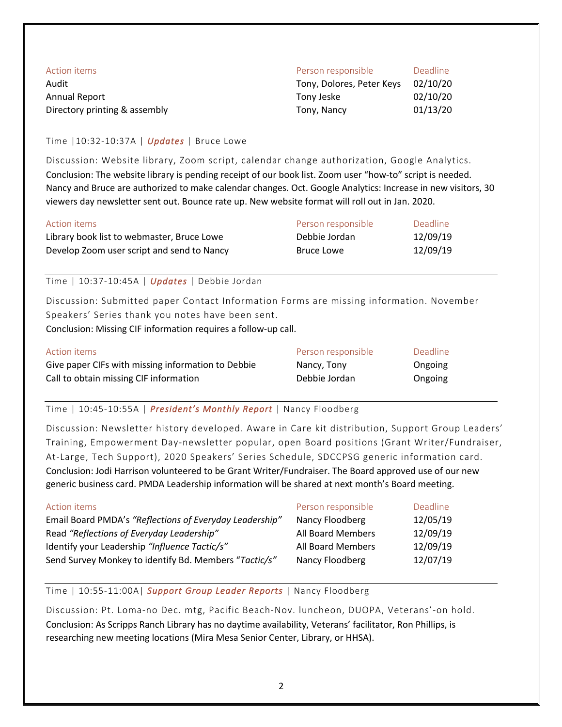| Action items | Person responsible | Deadline |
|---|---|---|
| Audit | Tony, Dolores, Peter Keys | 02/10/20 |
| Annual Report | Tony Jeske | 02/10/20 |
| Directory printing & assembly | Tony, Nancy | 01/13/20 |

---

Time |10:32-10:37A | ***Updates*** | Bruce Lowe

Discussion: Website library, Zoom script, calendar change authorization, Google Analytics.
Conclusion: The website library is pending receipt of our book list. Zoom user "how-to" script is needed. Nancy and Bruce are authorized to make calendar changes. Oct. Google Analytics: Increase in new visitors, 30 viewers day newsletter sent out. Bounce rate up. New website format will roll out in Jan. 2020.

| Action items | Person responsible | Deadline |
|---|---|---|
| Library book list to webmaster, Bruce Lowe | Debbie Jordan | 12/09/19 |
| Develop Zoom user script and send to Nancy | Bruce Lowe | 12/09/19 |

---

Time | 10:37-10:45A | ***Updates*** | Debbie Jordan

Discussion: Submitted paper Contact Information Forms are missing information. November Speakers' Series thank you notes have been sent.
Conclusion: Missing CIF information requires a follow-up call.

| Action items | Person responsible | Deadline |
|---|---|---|
| Give paper CIFs with missing information to Debbie | Nancy, Tony | Ongoing |
| Call to obtain missing CIF information | Debbie Jordan | Ongoing |

---

Time | 10:45-10:55A | ***President's Monthly Report*** | Nancy Floodberg

Discussion: Newsletter history developed. Aware in Care kit distribution, Support Group Leaders' Training, Empowerment Day-newsletter popular, open Board positions (Grant Writer/Fundraiser, At-Large, Tech Support), 2020 Speakers' Series Schedule, SDCCPSG generic information card.
Conclusion: Jodi Harrison volunteered to be Grant Writer/Fundraiser. The Board approved use of our new generic business card. PMDA Leadership information will be shared at next month's Board meeting.

| Action items | Person responsible | Deadline |
|---|---|---|
| Email Board PMDA's *"Reflections of Everyday Leadership"* | Nancy Floodberg | 12/05/19 |
| Read *"Reflections of Everyday Leadership"* | All Board Members | 12/09/19 |
| Identify your Leadership *"Influence Tactic/s"* | All Board Members | 12/09/19 |
| Send Survey Monkey to identify Bd. Members "*Tactic/s"* | Nancy Floodberg | 12/07/19 |

---

Time | 10:55-11:00A| ***Support Group Leader Reports*** | Nancy Floodberg

Discussion: Pt. Loma-no Dec. mtg, Pacific Beach-Nov. luncheon, DUOPA, Veterans'-on hold.
Conclusion: As Scripps Ranch Library has no daytime availability, Veterans' facilitator, Ron Phillips, is researching new meeting locations (Mira Mesa Senior Center, Library, or HHSA).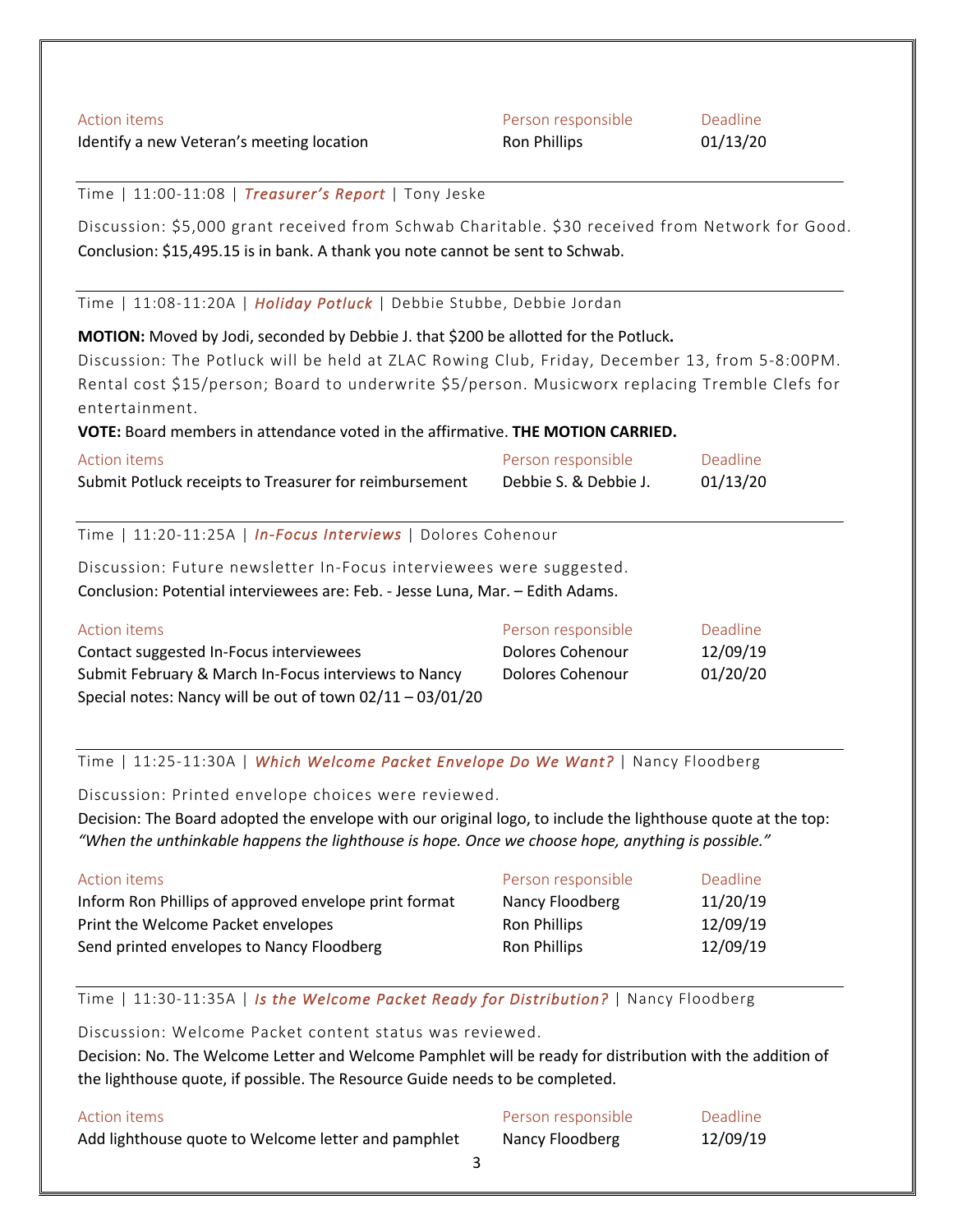| Action items | Person responsible | Deadline |
|---|---|---|
| Identify a new Veteran's meeting location | Ron Phillips | 01/13/20 |

---

Time | 11:00-11:08 | ***Treasurer's Report*** | Tony Jeske

Discussion: $5,000 grant received from Schwab Charitable. $30 received from Network for Good.
Conclusion: $15,495.15 is in bank. A thank you note cannot be sent to Schwab.

---

Time | 11:08-11:20A | ***Holiday Potluck*** | Debbie Stubbe, Debbie Jordan

**MOTION:** Moved by Jodi, seconded by Debbie J. that $200 be allotted for the Potluck**.**
Discussion: The Potluck will be held at ZLAC Rowing Club, Friday, December 13, from 5-8:00PM. Rental cost $15/person; Board to underwrite $5/person. Musicworx replacing Tremble Clefs for entertainment.
**VOTE:** Board members in attendance voted in the affirmative. **THE MOTION CARRIED.**

| Action items | Person responsible | Deadline |
|---|---|---|
| Submit Potluck receipts to Treasurer for reimbursement | Debbie S. & Debbie J. | 01/13/20 |

---

Time | 11:20-11:25A | ***In-Focus Interviews*** | Dolores Cohenour

Discussion: Future newsletter In-Focus interviewees were suggested.
Conclusion: Potential interviewees are: Feb. - Jesse Luna, Mar. – Edith Adams.

| Action items | Person responsible | Deadline |
|---|---|---|
| Contact suggested In-Focus interviewees | Dolores Cohenour | 12/09/19 |
| Submit February & March In-Focus interviews to Nancy | Dolores Cohenour | 01/20/20 |

Special notes: Nancy will be out of town 02/11 – 03/01/20

---

Time | 11:25-11:30A | ***Which Welcome Packet Envelope Do We Want?*** | Nancy Floodberg

Discussion: Printed envelope choices were reviewed.
Decision: The Board adopted the envelope with our original logo, to include the lighthouse quote at the top: *"When the unthinkable happens the lighthouse is hope. Once we choose hope, anything is possible."*

| Action items | Person responsible | Deadline |
|---|---|---|
| Inform Ron Phillips of approved envelope print format | Nancy Floodberg | 11/20/19 |
| Print the Welcome Packet envelopes | Ron Phillips | 12/09/19 |
| Send printed envelopes to Nancy Floodberg | Ron Phillips | 12/09/19 |

---

Time | 11:30-11:35A | ***Is the Welcome Packet Ready for Distribution?*** | Nancy Floodberg

Discussion: Welcome Packet content status was reviewed.
Decision: No. The Welcome Letter and Welcome Pamphlet will be ready for distribution with the addition of the lighthouse quote, if possible. The Resource Guide needs to be completed.

| Action items | Person responsible | Deadline |
|---|---|---|
| Add lighthouse quote to Welcome letter and pamphlet | Nancy Floodberg | 12/09/19 |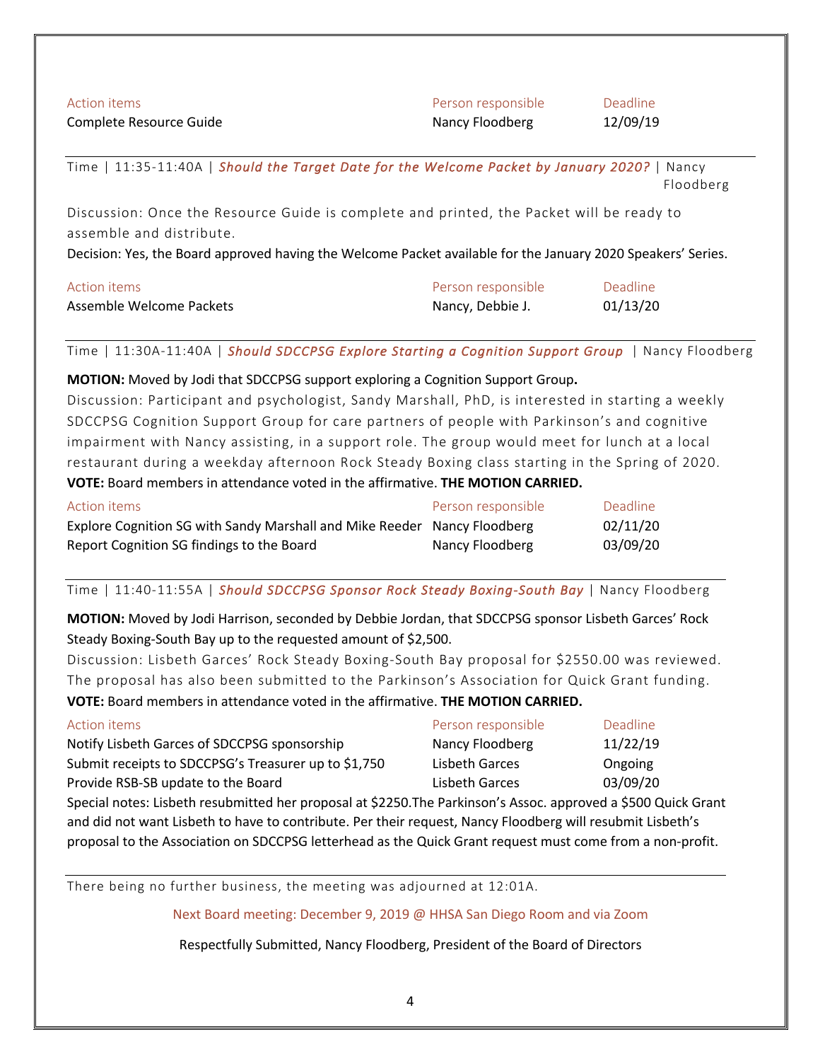| Action items | Person responsible | Deadline |
|---|---|---|
| Complete Resource Guide | Nancy Floodberg | 12/09/19 |

---

Time | 11:35-11:40A | ***Should the Target Date for the Welcome Packet by January 2020?*** | Nancy Floodberg

Discussion: Once the Resource Guide is complete and printed, the Packet will be ready to assemble and distribute.

Decision: Yes, the Board approved having the Welcome Packet available for the January 2020 Speakers' Series.

| Action items | Person responsible | Deadline |
|---|---|---|
| Assemble Welcome Packets | Nancy, Debbie J. | 01/13/20 |

---

Time | 11:30A-11:40A | ***Should SDCCPSG Explore Starting a Cognition Support Group*** | Nancy Floodberg

**MOTION:** Moved by Jodi that SDCCPSG support exploring a Cognition Support Group**.**

Discussion: Participant and psychologist, Sandy Marshall, PhD, is interested in starting a weekly SDCCPSG Cognition Support Group for care partners of people with Parkinson's and cognitive impairment with Nancy assisting, in a support role. The group would meet for lunch at a local restaurant during a weekday afternoon Rock Steady Boxing class starting in the Spring of 2020.

**VOTE:** Board members in attendance voted in the affirmative. **THE MOTION CARRIED.**

| Action items | Person responsible | Deadline |
|---|---|---|
| Explore Cognition SG with Sandy Marshall and Mike Reeder | Nancy Floodberg | 02/11/20 |
| Report Cognition SG findings to the Board | Nancy Floodberg | 03/09/20 |

---

Time | 11:40-11:55A | ***Should SDCCPSG Sponsor Rock Steady Boxing-South Bay*** | Nancy Floodberg

**MOTION:** Moved by Jodi Harrison, seconded by Debbie Jordan, that SDCCPSG sponsor Lisbeth Garces' Rock Steady Boxing-South Bay up to the requested amount of $2,500.

Discussion: Lisbeth Garces' Rock Steady Boxing-South Bay proposal for $2550.00 was reviewed. The proposal has also been submitted to the Parkinson's Association for Quick Grant funding.

**VOTE:** Board members in attendance voted in the affirmative. **THE MOTION CARRIED.**

| Action items | Person responsible | Deadline |
|---|---|---|
| Notify Lisbeth Garces of SDCCPSG sponsorship | Nancy Floodberg | 11/22/19 |
| Submit receipts to SDCCPSG's Treasurer up to $1,750 | Lisbeth Garces | Ongoing |
| Provide RSB-SB update to the Board | Lisbeth Garces | 03/09/20 |

Special notes: Lisbeth resubmitted her proposal at $2250.The Parkinson's Assoc. approved a $500 Quick Grant and did not want Lisbeth to have to contribute. Per their request, Nancy Floodberg will resubmit Lisbeth's proposal to the Association on SDCCPSG letterhead as the Quick Grant request must come from a non-profit.

---

There being no further business, the meeting was adjourned at 12:01A.

Next Board meeting: December 9, 2019 @ HHSA San Diego Room and via Zoom

Respectfully Submitted, Nancy Floodberg, President of the Board of Directors